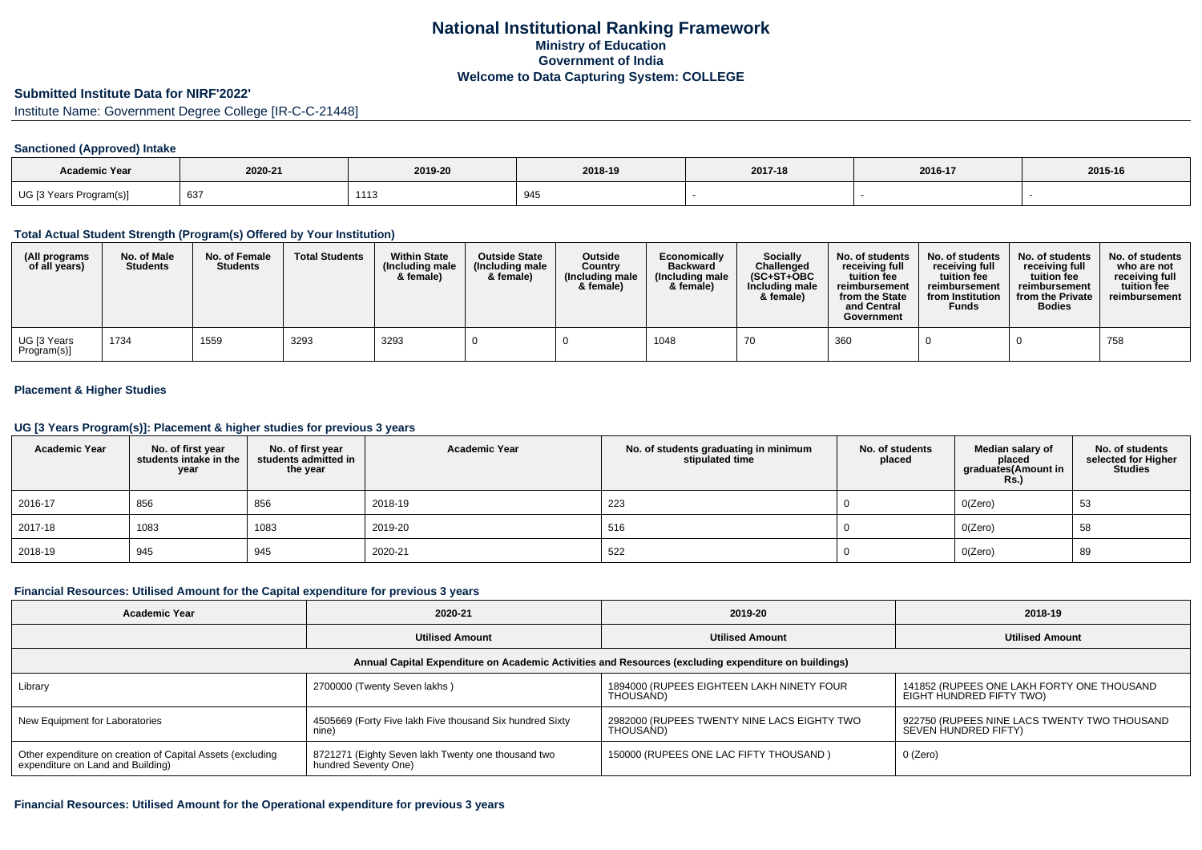# National Institutional Ranking Framework

## Ministry of Education

## Government of India

## Welcome to Data Capturing System: COLLEGE

### Submitted Institute Data for NIRF'2022'

Institute Name: Government Degree College [IR-C-C-21448]

#### Sanctioned (Approved) Intake

| Academic Year | 2020-21 | 2019-20 | 2018-19 | 2017-18 | 2016-17 | 2015-16 |
|---|---|---|---|---|---|---|
| UG [3 Years Program(s)] | 637 | 1113 | 945 | - | - | - |

#### Total Actual Student Strength (Program(s) Offered by Your Institution)

| (All programs of all years) | No. of Male Students | No. of Female Students | Total Students | Within State (Including male & female) | Outside State (Including male & female) | Outside Country (Including male & female) | Economically Backward (Including male & female) | Socially Challenged (SC+ST+OBC Including male & female) | No. of students receiving full tuition fee reimbursement from the State and Central Government | No. of students receiving full tuition fee reimbursement from Institution Funds | No. of students receiving full tuition fee reimbursement from the Private Bodies | No. of students who are not receiving full tuition fee reimbursement |
|---|---|---|---|---|---|---|---|---|---|---|---|---|
| UG [3 Years Program(s)] | 1734 | 1559 | 3293 | 3293 | 0 | 0 | 1048 | 70 | 360 | 0 | 0 | 758 |

#### Placement & Higher Studies

#### UG [3 Years Program(s)]: Placement & higher studies for previous 3 years

| Academic Year | No. of first year students intake in the year | No. of first year students admitted in the year | Academic Year | No. of students graduating in minimum stipulated time | No. of students placed | Median salary of placed graduates(Amount in Rs.) | No. of students selected for Higher Studies |
|---|---|---|---|---|---|---|---|
| 2016-17 | 856 | 856 | 2018-19 | 223 | 0 | 0(Zero) | 53 |
| 2017-18 | 1083 | 1083 | 2019-20 | 516 | 0 | 0(Zero) | 58 |
| 2018-19 | 945 | 945 | 2020-21 | 522 | 0 | 0(Zero) | 89 |

#### Financial Resources: Utilised Amount for the Capital expenditure for previous 3 years

| Academic Year | 2020-21 | 2019-20 | 2018-19 |
|---|---|---|---|
| | Utilised Amount | Utilised Amount | Utilised Amount |
| Annual Capital Expenditure on Academic Activities and Resources (excluding expenditure on buildings) | | | |
| Library | 2700000 (Twenty Seven lakhs ) | 1894000 (RUPEES EIGHTEEN LAKH NINETY FOUR THOUSAND) | 141852 (RUPEES ONE LAKH FORTY ONE THOUSAND EIGHT HUNDRED FIFTY TWO) |
| New Equipment for Laboratories | 4505669 (Forty Five lakh Five thousand Six hundred Sixty nine) | 2982000 (RUPEES TWENTY NINE LACS EIGHTY TWO THOUSAND) | 922750 (RUPEES NINE LACS TWENTY TWO THOUSAND SEVEN HUNDRED FIFTY) |
| Other expenditure on creation of Capital Assets (excluding expenditure on Land and Building) | 8721271 (Eighty Seven lakh Twenty one thousand two hundred Seventy One) | 150000 (RUPEES ONE LAC FIFTY THOUSAND ) | 0 (Zero) |

#### Financial Resources: Utilised Amount for the Operational expenditure for previous 3 years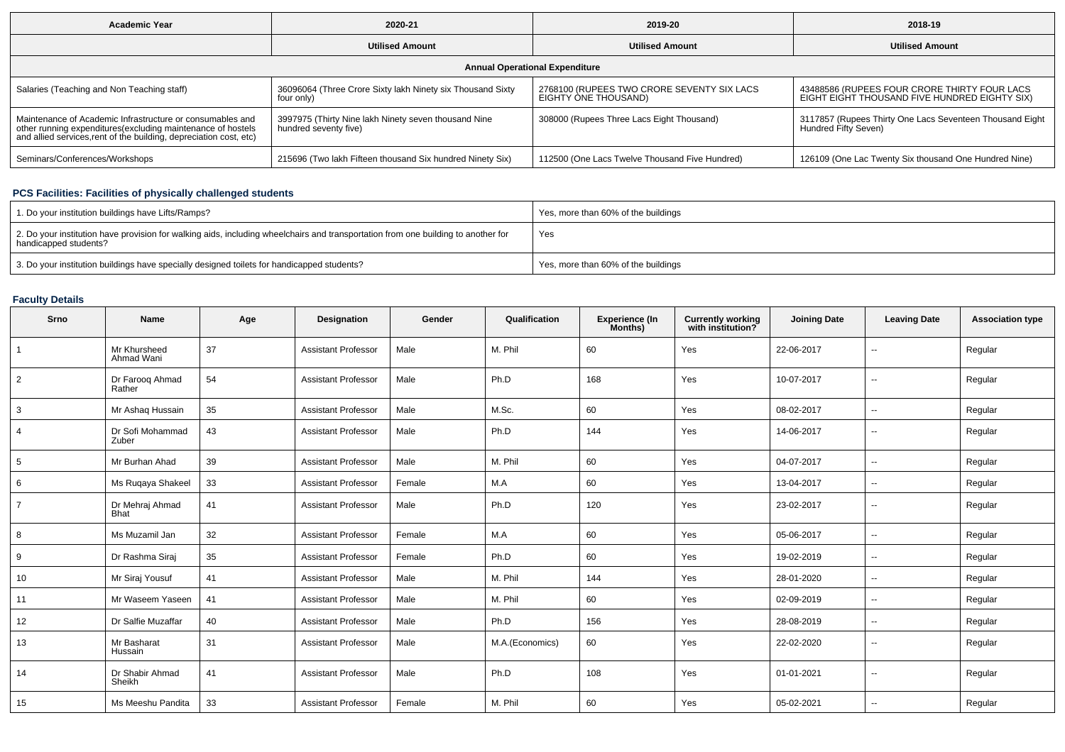| Academic Year | 2020-21 | 2019-20 | 2018-19 |
|---|---|---|---|
| | Utilised Amount | Utilised Amount | Utilised Amount |
| **Annual Operational Expenditure** | | | |
| Salaries (Teaching and Non Teaching staff) | 36096064 (Three Crore Sixty lakh Ninety six Thousand Sixty four only) | 2768100 (RUPEES TWO CRORE SEVENTY SIX LACS EIGHTY ONE THOUSAND) | 43488586 (RUPEES FOUR CRORE THIRTY FOUR LACS EIGHT EIGHT THOUSAND FIVE HUNDRED EIGHTY SIX) |
| Maintenance of Academic Infrastructure or consumables and other running expenditures(excluding maintenance of hostels and allied services,rent of the building, depreciation cost, etc) | 3997975 (Thirty Nine lakh Ninety seven thousand Nine hundred seventy five) | 308000 (Rupees Three Lacs Eight Thousand) | 3117857 (Rupees Thirty One Lacs Seventeen Thousand Eight Hundred Fifty Seven) |
| Seminars/Conferences/Workshops | 215696 (Two lakh Fifteen thousand Six hundred Ninety Six) | 112500 (One Lacs Twelve Thousand Five Hundred) | 126109 (One Lac Twenty Six thousand One Hundred Nine) |

## PCS Facilities: Facilities of physically challenged students

| | |
|---|---|
| 1. Do your institution buildings have Lifts/Ramps? | Yes, more than 60% of the buildings |
| 2. Do your institution have provision for walking aids, including wheelchairs and transportation from one building to another for handicapped students? | Yes |
| 3. Do your institution buildings have specially designed toilets for handicapped students? | Yes, more than 60% of the buildings |

## Faculty Details

| Srno | Name | Age | Designation | Gender | Qualification | Experience (In Months) | Currently working with institution? | Joining Date | Leaving Date | Association type |
|---|---|---|---|---|---|---|---|---|---|---|
| 1 | Mr Khursheed Ahmad Wani | 37 | Assistant Professor | Male | M. Phil | 60 | Yes | 22-06-2017 | -- | Regular |
| 2 | Dr Farooq Ahmad Rather | 54 | Assistant Professor | Male | Ph.D | 168 | Yes | 10-07-2017 | -- | Regular |
| 3 | Mr Ashaq Hussain | 35 | Assistant Professor | Male | M.Sc. | 60 | Yes | 08-02-2017 | -- | Regular |
| 4 | Dr Sofi Mohammad Zuber | 43 | Assistant Professor | Male | Ph.D | 144 | Yes | 14-06-2017 | -- | Regular |
| 5 | Mr Burhan Ahad | 39 | Assistant Professor | Male | M. Phil | 60 | Yes | 04-07-2017 | -- | Regular |
| 6 | Ms Ruqaya Shakeel | 33 | Assistant Professor | Female | M.A | 60 | Yes | 13-04-2017 | -- | Regular |
| 7 | Dr Mehraj Ahmad Bhat | 41 | Assistant Professor | Male | Ph.D | 120 | Yes | 23-02-2017 | -- | Regular |
| 8 | Ms Muzamil Jan | 32 | Assistant Professor | Female | M.A | 60 | Yes | 05-06-2017 | -- | Regular |
| 9 | Dr Rashma Siraj | 35 | Assistant Professor | Female | Ph.D | 60 | Yes | 19-02-2019 | -- | Regular |
| 10 | Mr Siraj Yousuf | 41 | Assistant Professor | Male | M. Phil | 144 | Yes | 28-01-2020 | -- | Regular |
| 11 | Mr Waseem Yaseen | 41 | Assistant Professor | Male | M. Phil | 60 | Yes | 02-09-2019 | -- | Regular |
| 12 | Dr Salfie Muzaffar | 40 | Assistant Professor | Male | Ph.D | 156 | Yes | 28-08-2019 | -- | Regular |
| 13 | Mr Basharat Hussain | 31 | Assistant Professor | Male | M.A.(Economics) | 60 | Yes | 22-02-2020 | -- | Regular |
| 14 | Dr Shabir Ahmad Sheikh | 41 | Assistant Professor | Male | Ph.D | 108 | Yes | 01-01-2021 | -- | Regular |
| 15 | Ms Meeshu Pandita | 33 | Assistant Professor | Female | M. Phil | 60 | Yes | 05-02-2021 | -- | Regular |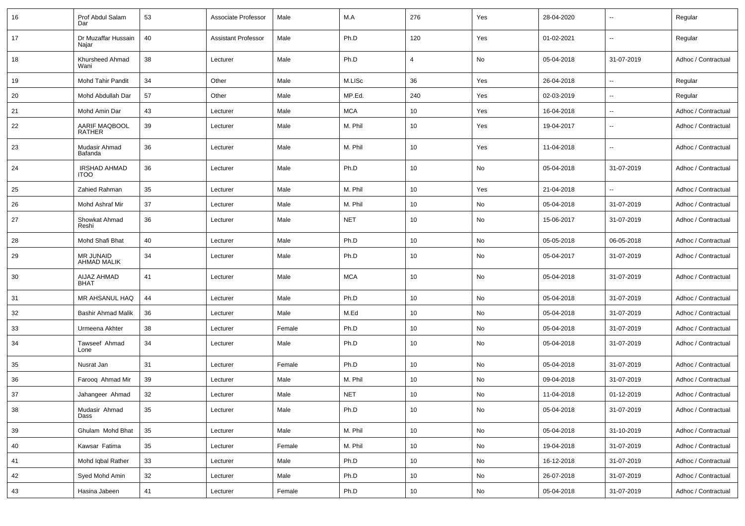| 16 | Prof Abdul Salam Dar | 53 | Associate Professor | Male | M.A | 276 | Yes | 28-04-2020 | -- | Regular |
|---|---|---|---|---|---|---|---|---|---|---|
| 17 | Dr Muzaffar Hussain Najar | 40 | Assistant Professor | Male | Ph.D | 120 | Yes | 01-02-2021 | -- | Regular |
| 18 | Khursheed Ahmad Wani | 38 | Lecturer | Male | Ph.D | 4 | No | 05-04-2018 | 31-07-2019 | Adhoc / Contractual |
| 19 | Mohd Tahir Pandit | 34 | Other | Male | M.LISc | 36 | Yes | 26-04-2018 | -- | Regular |
| 20 | Mohd Abdullah Dar | 57 | Other | Male | MP.Ed. | 240 | Yes | 02-03-2019 | -- | Regular |
| 21 | Mohd Amin Dar | 43 | Lecturer | Male | MCA | 10 | Yes | 16-04-2018 | -- | Adhoc / Contractual |
| 22 | AARIF MAQBOOL RATHER | 39 | Lecturer | Male | M. Phil | 10 | Yes | 19-04-2017 | -- | Adhoc / Contractual |
| 23 | Mudasir Ahmad Bafanda | 36 | Lecturer | Male | M. Phil | 10 | Yes | 11-04-2018 | -- | Adhoc / Contractual |
| 24 | IRSHAD AHMAD ITOO | 36 | Lecturer | Male | Ph.D | 10 | No | 05-04-2018 | 31-07-2019 | Adhoc / Contractual |
| 25 | Zahied Rahman | 35 | Lecturer | Male | M. Phil | 10 | Yes | 21-04-2018 | -- | Adhoc / Contractual |
| 26 | Mohd Ashraf Mir | 37 | Lecturer | Male | M. Phil | 10 | No | 05-04-2018 | 31-07-2019 | Adhoc / Contractual |
| 27 | Showkat Ahmad Reshi | 36 | Lecturer | Male | NET | 10 | No | 15-06-2017 | 31-07-2019 | Adhoc / Contractual |
| 28 | Mohd Shafi Bhat | 40 | Lecturer | Male | Ph.D | 10 | No | 05-05-2018 | 06-05-2018 | Adhoc / Contractual |
| 29 | MR JUNAID AHMAD MALIK | 34 | Lecturer | Male | Ph.D | 10 | No | 05-04-2017 | 31-07-2019 | Adhoc / Contractual |
| 30 | AIJAZ AHMAD BHAT | 41 | Lecturer | Male | MCA | 10 | No | 05-04-2018 | 31-07-2019 | Adhoc / Contractual |
| 31 | MR AHSANUL HAQ | 44 | Lecturer | Male | Ph.D | 10 | No | 05-04-2018 | 31-07-2019 | Adhoc / Contractual |
| 32 | Bashir Ahmad Malik | 36 | Lecturer | Male | M.Ed | 10 | No | 05-04-2018 | 31-07-2019 | Adhoc / Contractual |
| 33 | Urmeena Akhter | 38 | Lecturer | Female | Ph.D | 10 | No | 05-04-2018 | 31-07-2019 | Adhoc / Contractual |
| 34 | Tawseef Ahmad Lone | 34 | Lecturer | Male | Ph.D | 10 | No | 05-04-2018 | 31-07-2019 | Adhoc / Contractual |
| 35 | Nusrat Jan | 31 | Lecturer | Female | Ph.D | 10 | No | 05-04-2018 | 31-07-2019 | Adhoc / Contractual |
| 36 | Farooq Ahmad Mir | 39 | Lecturer | Male | M. Phil | 10 | No | 09-04-2018 | 31-07-2019 | Adhoc / Contractual |
| 37 | Jahangeer Ahmad | 32 | Lecturer | Male | NET | 10 | No | 11-04-2018 | 01-12-2019 | Adhoc / Contractual |
| 38 | Mudasir Ahmad Dass | 35 | Lecturer | Male | Ph.D | 10 | No | 05-04-2018 | 31-07-2019 | Adhoc / Contractual |
| 39 | Ghulam Mohd Bhat | 35 | Lecturer | Male | M. Phil | 10 | No | 05-04-2018 | 31-10-2019 | Adhoc / Contractual |
| 40 | Kawsar Fatima | 35 | Lecturer | Female | M. Phil | 10 | No | 19-04-2018 | 31-07-2019 | Adhoc / Contractual |
| 41 | Mohd Iqbal Rather | 33 | Lecturer | Male | Ph.D | 10 | No | 16-12-2018 | 31-07-2019 | Adhoc / Contractual |
| 42 | Syed Mohd Amin | 32 | Lecturer | Male | Ph.D | 10 | No | 26-07-2018 | 31-07-2019 | Adhoc / Contractual |
| 43 | Hasina Jabeen | 41 | Lecturer | Female | Ph.D | 10 | No | 05-04-2018 | 31-07-2019 | Adhoc / Contractual |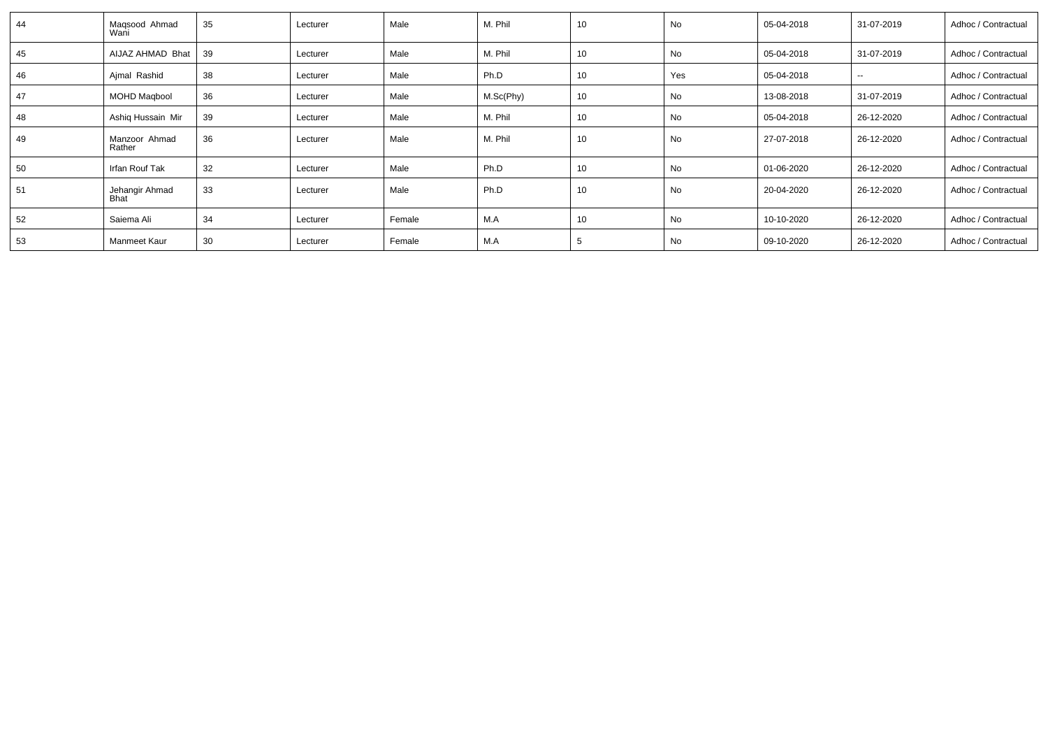| | | | | | | | | | | |
|---|---|---|---|---|---|---|---|---|---|---|
| 44 | Maqsood Ahmad Wani | 35 | Lecturer | Male | M. Phil | 10 | No | 05-04-2018 | 31-07-2019 | Adhoc / Contractual |
| 45 | AIJAZ AHMAD Bhat | 39 | Lecturer | Male | M. Phil | 10 | No | 05-04-2018 | 31-07-2019 | Adhoc / Contractual |
| 46 | Ajmal Rashid | 38 | Lecturer | Male | Ph.D | 10 | Yes | 05-04-2018 | -- | Adhoc / Contractual |
| 47 | MOHD Maqbool | 36 | Lecturer | Male | M.Sc(Phy) | 10 | No | 13-08-2018 | 31-07-2019 | Adhoc / Contractual |
| 48 | Ashiq Hussain Mir | 39 | Lecturer | Male | M. Phil | 10 | No | 05-04-2018 | 26-12-2020 | Adhoc / Contractual |
| 49 | Manzoor Ahmad Rather | 36 | Lecturer | Male | M. Phil | 10 | No | 27-07-2018 | 26-12-2020 | Adhoc / Contractual |
| 50 | Irfan Rouf Tak | 32 | Lecturer | Male | Ph.D | 10 | No | 01-06-2020 | 26-12-2020 | Adhoc / Contractual |
| 51 | Jehangir Ahmad Bhat | 33 | Lecturer | Male | Ph.D | 10 | No | 20-04-2020 | 26-12-2020 | Adhoc / Contractual |
| 52 | Saiema Ali | 34 | Lecturer | Female | M.A | 10 | No | 10-10-2020 | 26-12-2020 | Adhoc / Contractual |
| 53 | Manmeet Kaur | 30 | Lecturer | Female | M.A | 5 | No | 09-10-2020 | 26-12-2020 | Adhoc / Contractual |